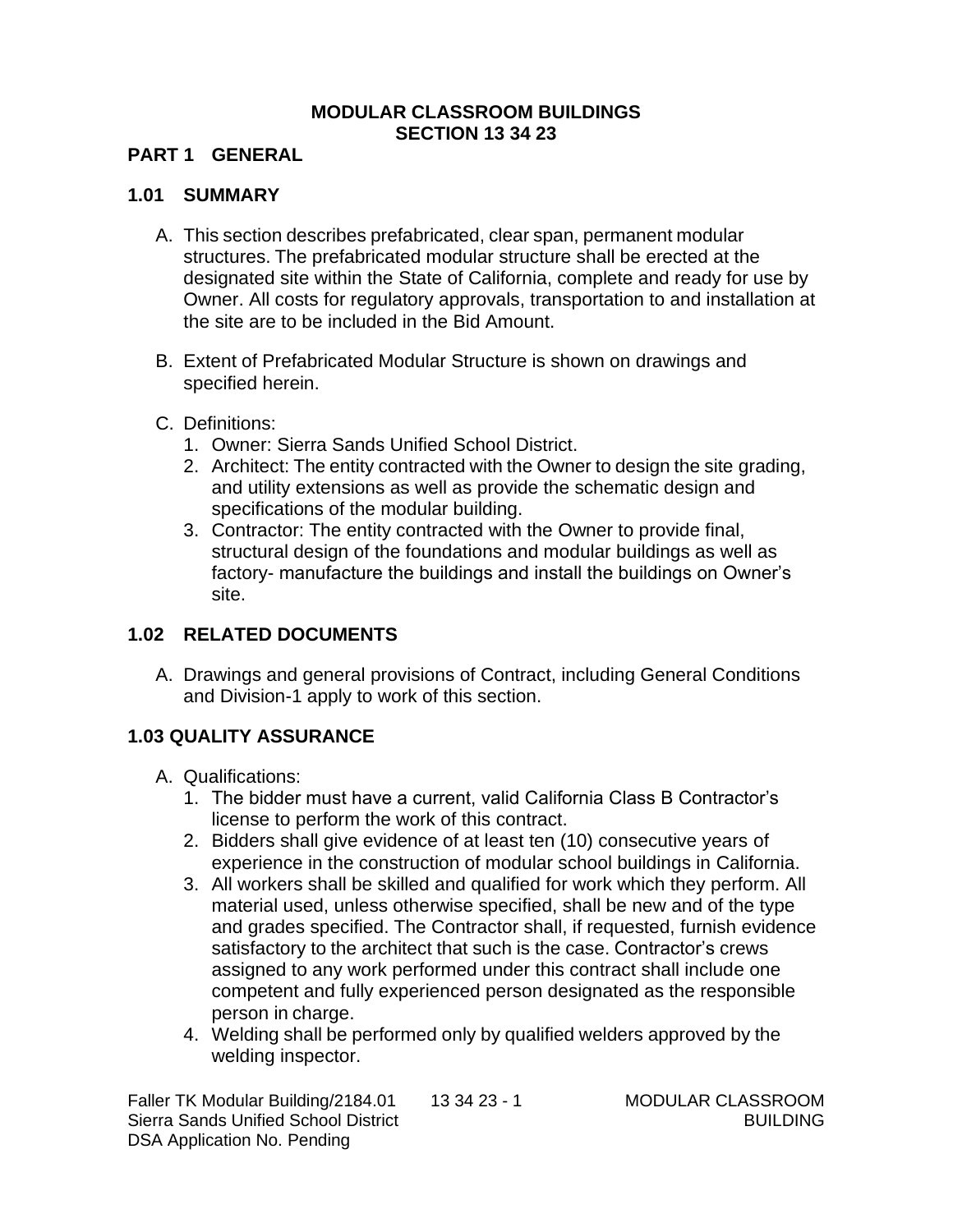# MODULAR CLASSROOM BUILDINGS
# SECTION 13 34 23

## PART 1 GENERAL

### 1.01 SUMMARY

A. This section describes prefabricated, clear span, permanent modular structures. The prefabricated modular structure shall be erected at the designated site within the State of California, complete and ready for use by Owner. All costs for regulatory approvals, transportation to and installation at the site are to be included in the Bid Amount.

B. Extent of Prefabricated Modular Structure is shown on drawings and specified herein.

C. Definitions:
   1. Owner: Sierra Sands Unified School District.
   2. Architect: The entity contracted with the Owner to design the site grading, and utility extensions as well as provide the schematic design and specifications of the modular building.
   3. Contractor: The entity contracted with the Owner to provide final, structural design of the foundations and modular buildings as well as factory- manufacture the buildings and install the buildings on Owner's site.

### 1.02 RELATED DOCUMENTS

A. Drawings and general provisions of Contract, including General Conditions and Division-1 apply to work of this section.

### 1.03 QUALITY ASSURANCE

A. Qualifications:
   1. The bidder must have a current, valid California Class B Contractor's license to perform the work of this contract.
   2. Bidders shall give evidence of at least ten (10) consecutive years of experience in the construction of modular school buildings in California.
   3. All workers shall be skilled and qualified for work which they perform. All material used, unless otherwise specified, shall be new and of the type and grades specified. The Contractor shall, if requested, furnish evidence satisfactory to the architect that such is the case. Contractor's crews assigned to any work performed under this contract shall include one competent and fully experienced person designated as the responsible person in charge.
   4. Welding shall be performed only by qualified welders approved by the welding inspector.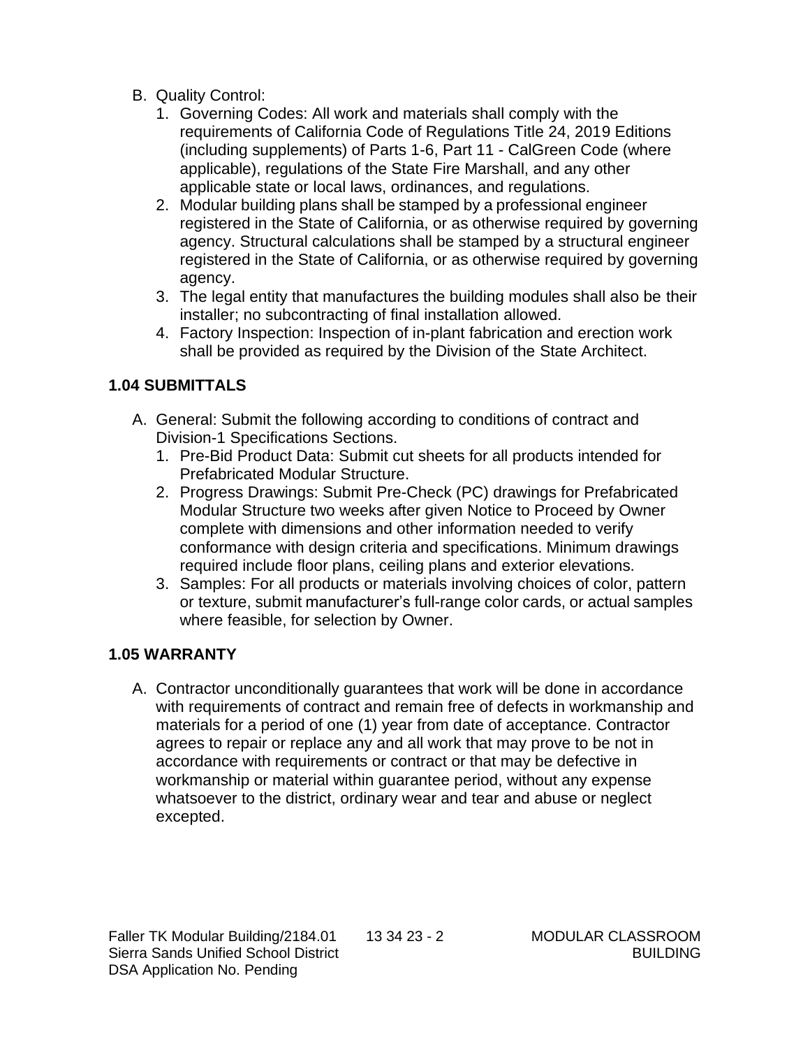B. Quality Control:
   1. Governing Codes: All work and materials shall comply with the requirements of California Code of Regulations Title 24, 2019 Editions (including supplements) of Parts 1-6, Part 11 - CalGreen Code (where applicable), regulations of the State Fire Marshall, and any other applicable state or local laws, ordinances, and regulations.
   2. Modular building plans shall be stamped by a professional engineer registered in the State of California, or as otherwise required by governing agency. Structural calculations shall be stamped by a structural engineer registered in the State of California, or as otherwise required by governing agency.
   3. The legal entity that manufactures the building modules shall also be their installer; no subcontracting of final installation allowed.
   4. Factory Inspection: Inspection of in-plant fabrication and erection work shall be provided as required by the Division of the State Architect.

### 1.04 SUBMITTALS

A. General: Submit the following according to conditions of contract and Division-1 Specifications Sections.
   1. Pre-Bid Product Data: Submit cut sheets for all products intended for Prefabricated Modular Structure.
   2. Progress Drawings: Submit Pre-Check (PC) drawings for Prefabricated Modular Structure two weeks after given Notice to Proceed by Owner complete with dimensions and other information needed to verify conformance with design criteria and specifications. Minimum drawings required include floor plans, ceiling plans and exterior elevations.
   3. Samples: For all products or materials involving choices of color, pattern or texture, submit manufacturer's full-range color cards, or actual samples where feasible, for selection by Owner.

### 1.05 WARRANTY

A. Contractor unconditionally guarantees that work will be done in accordance with requirements of contract and remain free of defects in workmanship and materials for a period of one (1) year from date of acceptance. Contractor agrees to repair or replace any and all work that may prove to be not in accordance with requirements or contract or that may be defective in workmanship or material within guarantee period, without any expense whatsoever to the district, ordinary wear and tear and abuse or neglect excepted.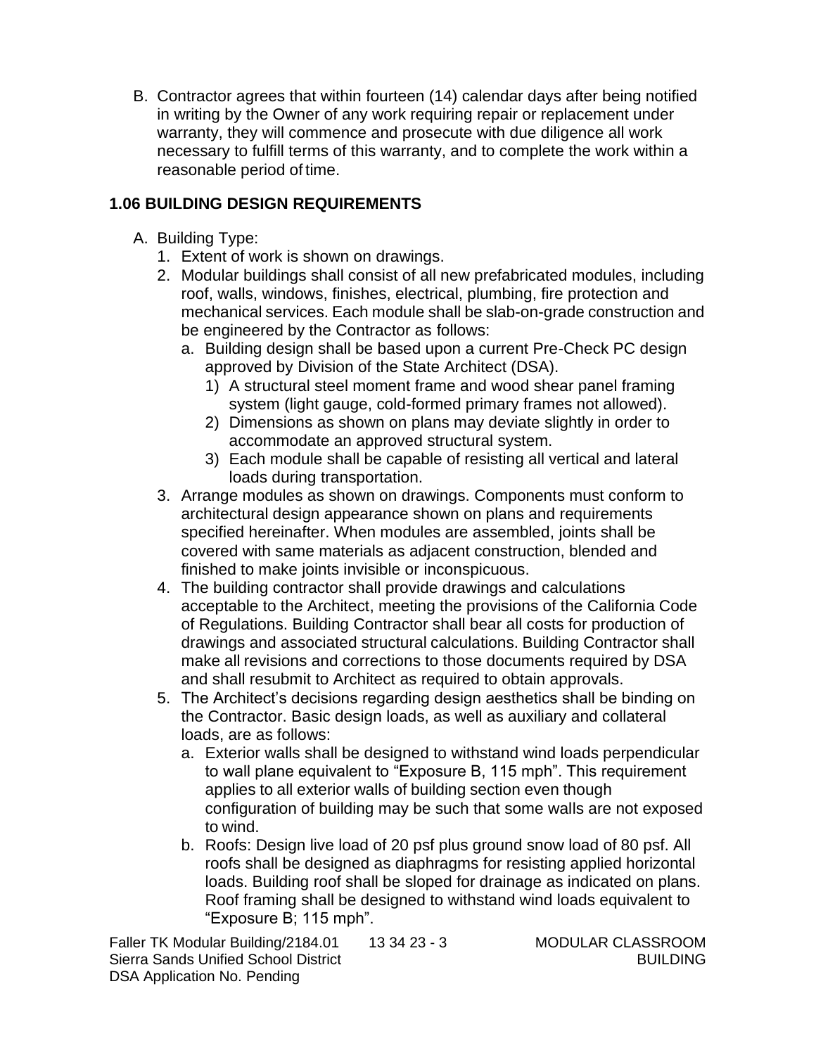B. Contractor agrees that within fourteen (14) calendar days after being notified in writing by the Owner of any work requiring repair or replacement under warranty, they will commence and prosecute with due diligence all work necessary to fulfill terms of this warranty, and to complete the work within a reasonable period of time.

## 1.06 BUILDING DESIGN REQUIREMENTS

A. Building Type:
   1. Extent of work is shown on drawings.
   2. Modular buildings shall consist of all new prefabricated modules, including roof, walls, windows, finishes, electrical, plumbing, fire protection and mechanical services. Each module shall be slab-on-grade construction and be engineered by the Contractor as follows:
      a. Building design shall be based upon a current Pre-Check PC design approved by Division of the State Architect (DSA).
         1) A structural steel moment frame and wood shear panel framing system (light gauge, cold-formed primary frames not allowed).
         2) Dimensions as shown on plans may deviate slightly in order to accommodate an approved structural system.
         3) Each module shall be capable of resisting all vertical and lateral loads during transportation.
   3. Arrange modules as shown on drawings. Components must conform to architectural design appearance shown on plans and requirements specified hereinafter. When modules are assembled, joints shall be covered with same materials as adjacent construction, blended and finished to make joints invisible or inconspicuous.
   4. The building contractor shall provide drawings and calculations acceptable to the Architect, meeting the provisions of the California Code of Regulations. Building Contractor shall bear all costs for production of drawings and associated structural calculations. Building Contractor shall make all revisions and corrections to those documents required by DSA and shall resubmit to Architect as required to obtain approvals.
   5. The Architect's decisions regarding design aesthetics shall be binding on the Contractor. Basic design loads, as well as auxiliary and collateral loads, are as follows:
      a. Exterior walls shall be designed to withstand wind loads perpendicular to wall plane equivalent to "Exposure B, 115 mph". This requirement applies to all exterior walls of building section even though configuration of building may be such that some walls are not exposed to wind.
      b. Roofs: Design live load of 20 psf plus ground snow load of 80 psf. All roofs shall be designed as diaphragms for resisting applied horizontal loads. Building roof shall be sloped for drainage as indicated on plans. Roof framing shall be designed to withstand wind loads equivalent to "Exposure B; 115 mph".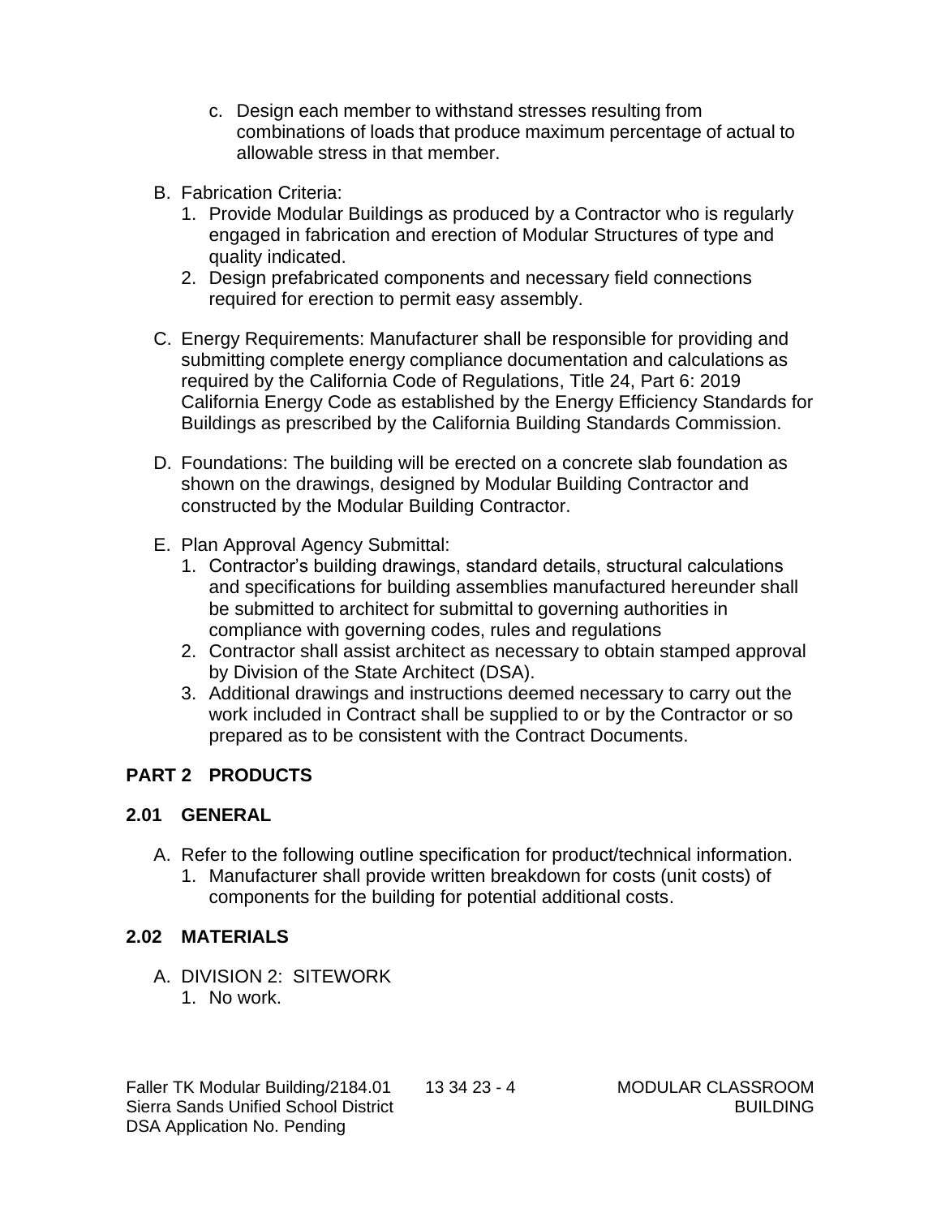c. Design each member to withstand stresses resulting from combinations of loads that produce maximum percentage of actual to allowable stress in that member.

B. Fabrication Criteria:
   1. Provide Modular Buildings as produced by a Contractor who is regularly engaged in fabrication and erection of Modular Structures of type and quality indicated.
   2. Design prefabricated components and necessary field connections required for erection to permit easy assembly.

C. Energy Requirements: Manufacturer shall be responsible for providing and submitting complete energy compliance documentation and calculations as required by the California Code of Regulations, Title 24, Part 6: 2019 California Energy Code as established by the Energy Efficiency Standards for Buildings as prescribed by the California Building Standards Commission.

D. Foundations: The building will be erected on a concrete slab foundation as shown on the drawings, designed by Modular Building Contractor and constructed by the Modular Building Contractor.

E. Plan Approval Agency Submittal:
   1. Contractor's building drawings, standard details, structural calculations and specifications for building assemblies manufactured hereunder shall be submitted to architect for submittal to governing authorities in compliance with governing codes, rules and regulations
   2. Contractor shall assist architect as necessary to obtain stamped approval by Division of the State Architect (DSA).
   3. Additional drawings and instructions deemed necessary to carry out the work included in Contract shall be supplied to or by the Contractor or so prepared as to be consistent with the Contract Documents.

## PART 2 PRODUCTS

### 2.01 GENERAL

A. Refer to the following outline specification for product/technical information.
   1. Manufacturer shall provide written breakdown for costs (unit costs) of components for the building for potential additional costs.

### 2.02 MATERIALS

A. DIVISION 2: SITEWORK
   1. No work.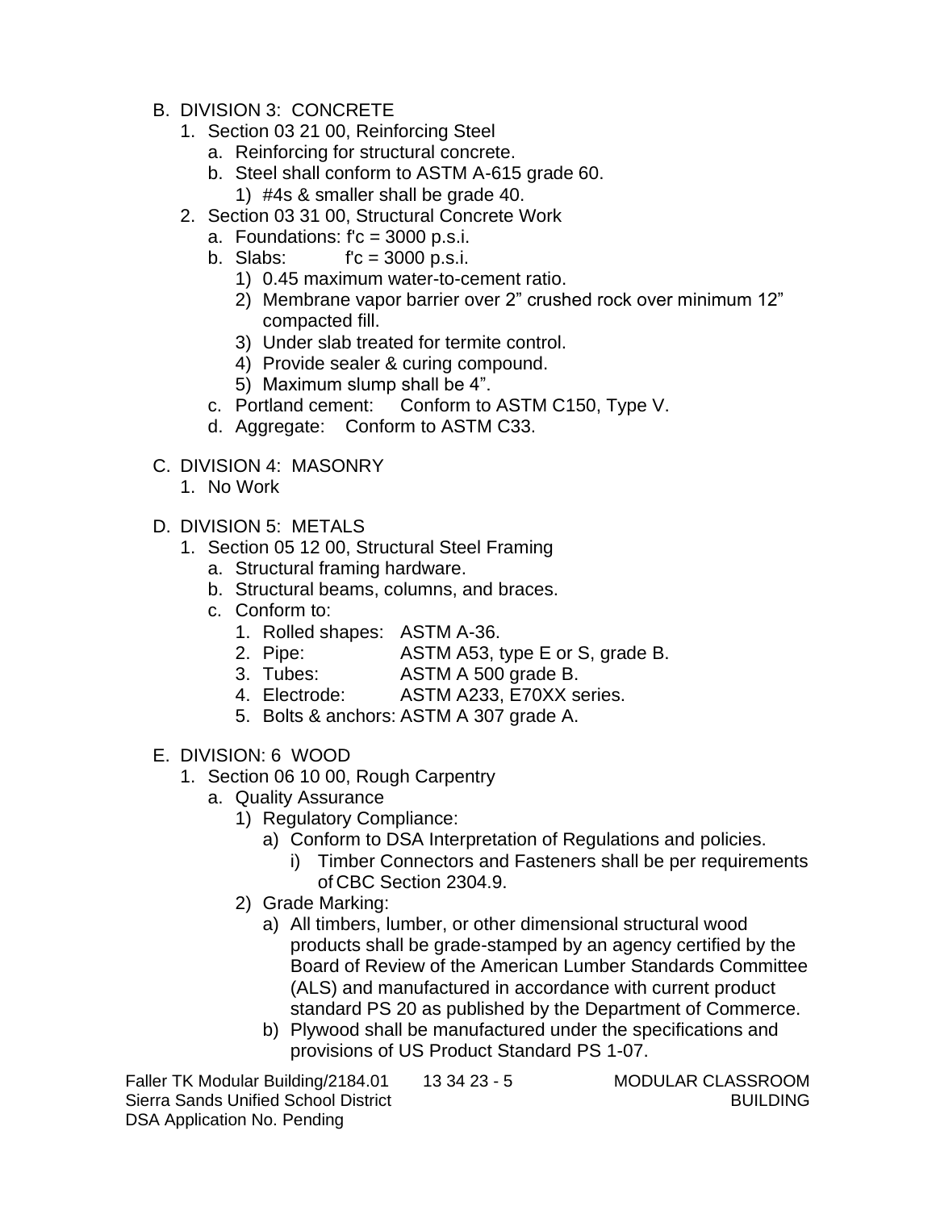B. DIVISION 3: CONCRETE
   1. Section 03 21 00, Reinforcing Steel
      a. Reinforcing for structural concrete.
      b. Steel shall conform to ASTM A-615 grade 60.
         1) #4s & smaller shall be grade 40.
   2. Section 03 31 00, Structural Concrete Work
      a. Foundations: f'c = 3000 p.s.i.
      b. Slabs: f'c = 3000 p.s.i.
         1) 0.45 maximum water-to-cement ratio.
         2) Membrane vapor barrier over 2" crushed rock over minimum 12" compacted fill.
         3) Under slab treated for termite control.
         4) Provide sealer & curing compound.
         5) Maximum slump shall be 4".
      c. Portland cement: Conform to ASTM C150, Type V.
      d. Aggregate: Conform to ASTM C33.

C. DIVISION 4: MASONRY
   1. No Work

D. DIVISION 5: METALS
   1. Section 05 12 00, Structural Steel Framing
      a. Structural framing hardware.
      b. Structural beams, columns, and braces.
      c. Conform to:
         1. Rolled shapes: ASTM A-36.
         2. Pipe: ASTM A53, type E or S, grade B.
         3. Tubes: ASTM A 500 grade B.
         4. Electrode: ASTM A233, E70XX series.
         5. Bolts & anchors: ASTM A 307 grade A.

E. DIVISION: 6 WOOD
   1. Section 06 10 00, Rough Carpentry
      a. Quality Assurance
         1) Regulatory Compliance:
            a) Conform to DSA Interpretation of Regulations and policies.
               i) Timber Connectors and Fasteners shall be per requirements of CBC Section 2304.9.
         2) Grade Marking:
            a) All timbers, lumber, or other dimensional structural wood products shall be grade-stamped by an agency certified by the Board of Review of the American Lumber Standards Committee (ALS) and manufactured in accordance with current product standard PS 20 as published by the Department of Commerce.
            b) Plywood shall be manufactured under the specifications and provisions of US Product Standard PS 1-07.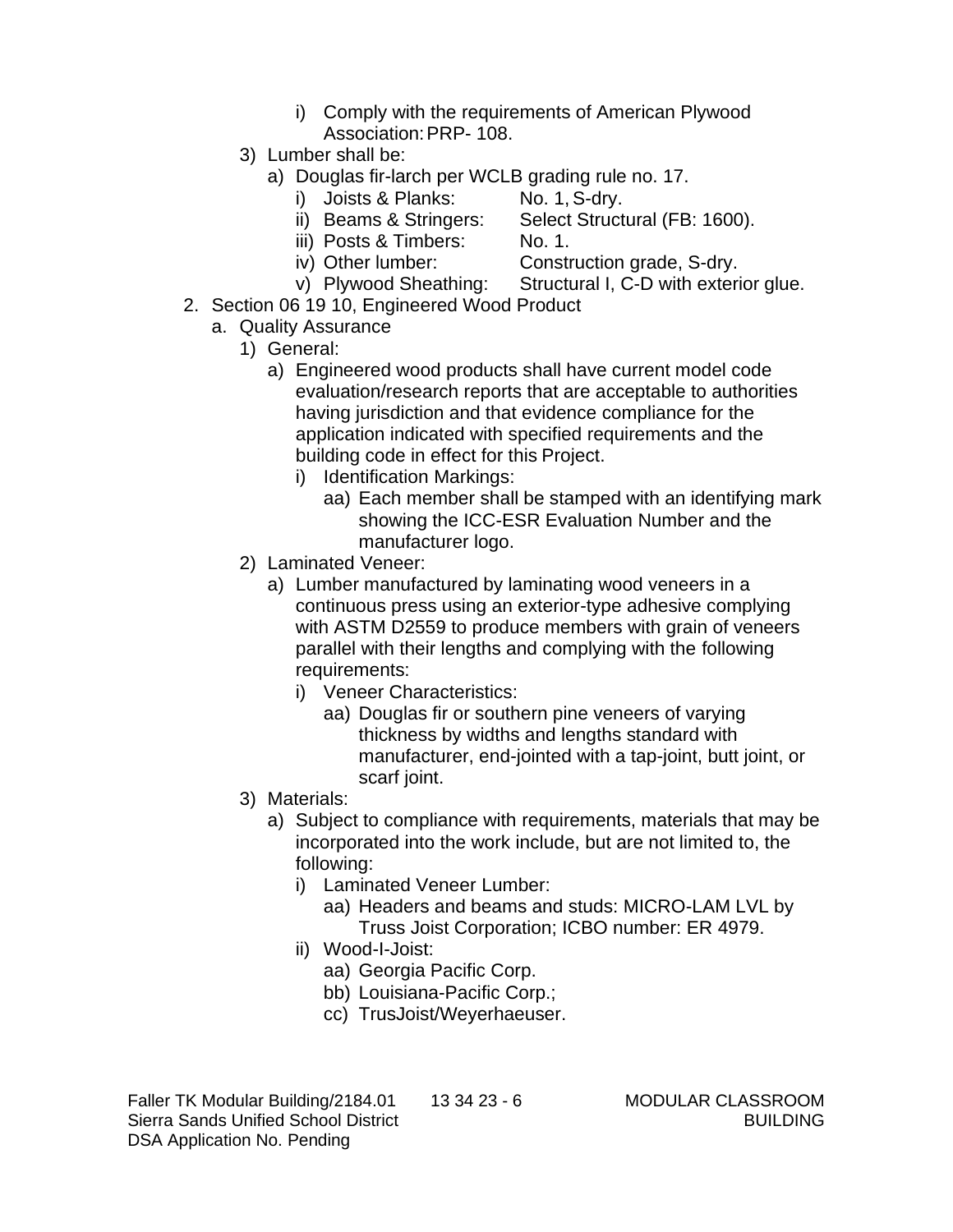i) Comply with the requirements of American Plywood Association: PRP- 108.

   3) Lumber shall be:
      a) Douglas fir-larch per WCLB grading rule no. 17.
         i) Joists & Planks: No. 1, S-dry.
         ii) Beams & Stringers: Select Structural (FB: 1600).
         iii) Posts & Timbers: No. 1.
         iv) Other lumber: Construction grade, S-dry.
         v) Plywood Sheathing: Structural I, C-D with exterior glue.

2. Section 06 19 10, Engineered Wood Product
   a. Quality Assurance
      1) General:
         a) Engineered wood products shall have current model code evaluation/research reports that are acceptable to authorities having jurisdiction and that evidence compliance for the application indicated with specified requirements and the building code in effect for this Project.
            i) Identification Markings:
               aa) Each member shall be stamped with an identifying mark showing the ICC-ESR Evaluation Number and the manufacturer logo.
      2) Laminated Veneer:
         a) Lumber manufactured by laminating wood veneers in a continuous press using an exterior-type adhesive complying with ASTM D2559 to produce members with grain of veneers parallel with their lengths and complying with the following requirements:
            i) Veneer Characteristics:
               aa) Douglas fir or southern pine veneers of varying thickness by widths and lengths standard with manufacturer, end-jointed with a tap-joint, butt joint, or scarf joint.
      3) Materials:
         a) Subject to compliance with requirements, materials that may be incorporated into the work include, but are not limited to, the following:
            i) Laminated Veneer Lumber:
               aa) Headers and beams and studs: MICRO-LAM LVL by Truss Joist Corporation; ICBO number: ER 4979.
            ii) Wood-I-Joist:
               aa) Georgia Pacific Corp.
               bb) Louisiana-Pacific Corp.;
               cc) TrusJoist/Weyerhaeuser.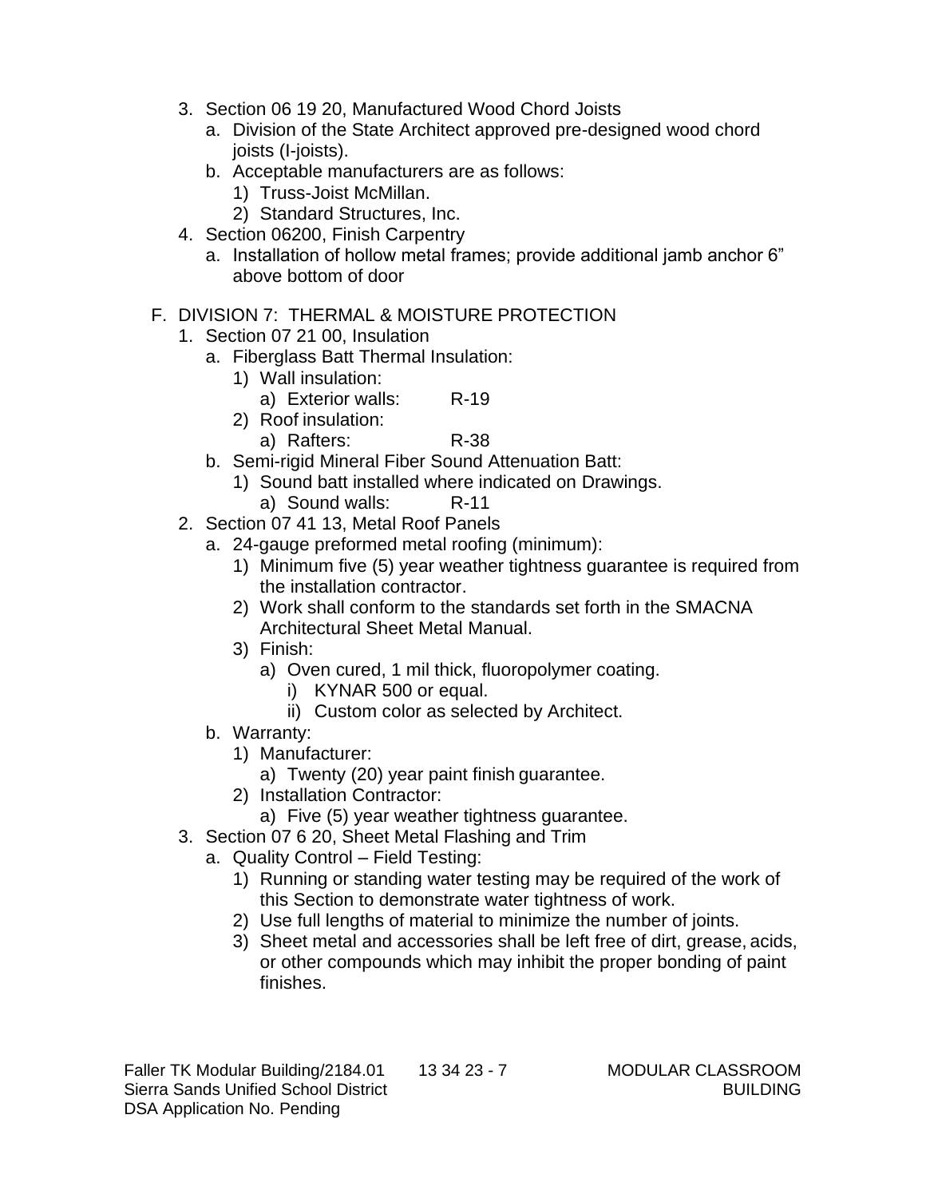3. Section 06 19 20, Manufactured Wood Chord Joists
   a. Division of the State Architect approved pre-designed wood chord joists (I-joists).
   b. Acceptable manufacturers are as follows:
      1) Truss-Joist McMillan.
      2) Standard Structures, Inc.
4. Section 06200, Finish Carpentry
   a. Installation of hollow metal frames; provide additional jamb anchor 6" above bottom of door

F. DIVISION 7: THERMAL & MOISTURE PROTECTION
   1. Section 07 21 00, Insulation
      a. Fiberglass Batt Thermal Insulation:
         1) Wall insulation:
            a) Exterior walls: R-19
         2) Roof insulation:
            a) Rafters: R-38
      b. Semi-rigid Mineral Fiber Sound Attenuation Batt:
         1) Sound batt installed where indicated on Drawings.
            a) Sound walls: R-11
   2. Section 07 41 13, Metal Roof Panels
      a. 24-gauge preformed metal roofing (minimum):
         1) Minimum five (5) year weather tightness guarantee is required from the installation contractor.
         2) Work shall conform to the standards set forth in the SMACNA Architectural Sheet Metal Manual.
         3) Finish:
            a) Oven cured, 1 mil thick, fluoropolymer coating.
               i) KYNAR 500 or equal.
               ii) Custom color as selected by Architect.
      b. Warranty:
         1) Manufacturer:
            a) Twenty (20) year paint finish guarantee.
         2) Installation Contractor:
            a) Five (5) year weather tightness guarantee.
   3. Section 07 6 20, Sheet Metal Flashing and Trim
      a. Quality Control – Field Testing:
         1) Running or standing water testing may be required of the work of this Section to demonstrate water tightness of work.
         2) Use full lengths of material to minimize the number of joints.
         3) Sheet metal and accessories shall be left free of dirt, grease, acids, or other compounds which may inhibit the proper bonding of paint finishes.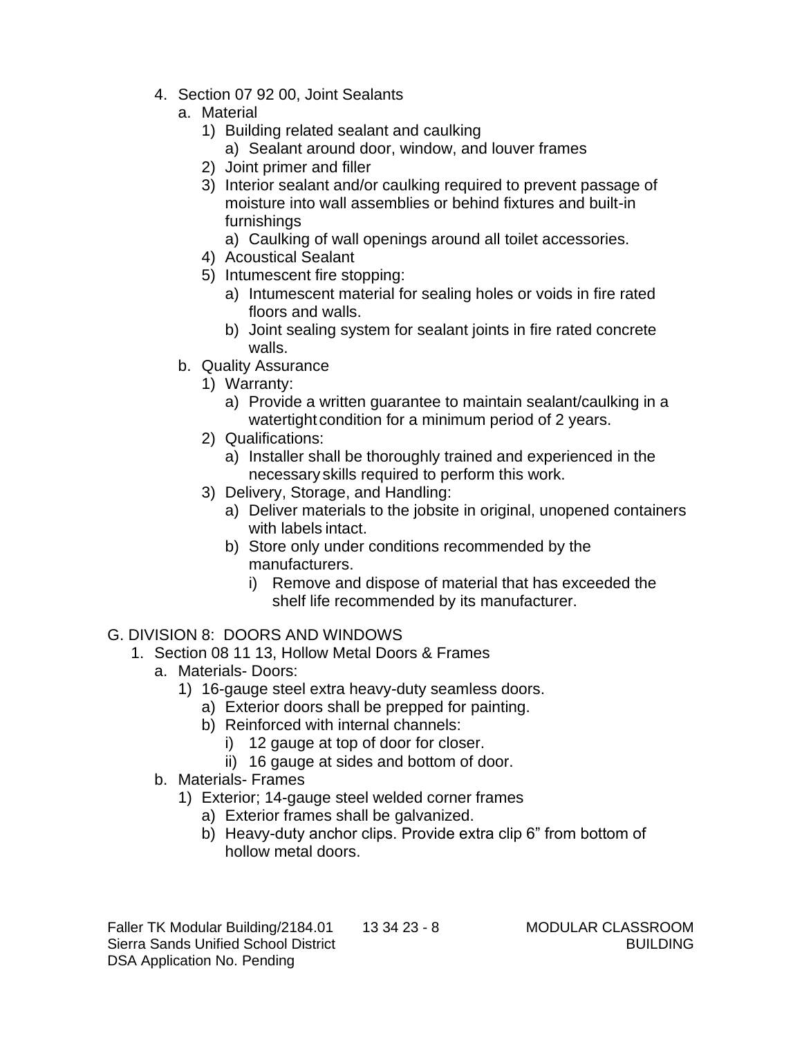4. Section 07 92 00, Joint Sealants
    a. Material
        1) Building related sealant and caulking
            a) Sealant around door, window, and louver frames
        2) Joint primer and filler
        3) Interior sealant and/or caulking required to prevent passage of moisture into wall assemblies or behind fixtures and built-in furnishings
            a) Caulking of wall openings around all toilet accessories.
        4) Acoustical Sealant
        5) Intumescent fire stopping:
            a) Intumescent material for sealing holes or voids in fire rated floors and walls.
            b) Joint sealing system for sealant joints in fire rated concrete walls.
    b. Quality Assurance
        1) Warranty:
            a) Provide a written guarantee to maintain sealant/caulking in a watertight condition for a minimum period of 2 years.
        2) Qualifications:
            a) Installer shall be thoroughly trained and experienced in the necessary skills required to perform this work.
        3) Delivery, Storage, and Handling:
            a) Deliver materials to the jobsite in original, unopened containers with labels intact.
            b) Store only under conditions recommended by the manufacturers.
                i) Remove and dispose of material that has exceeded the shelf life recommended by its manufacturer.

G. DIVISION 8: DOORS AND WINDOWS

1. Section 08 11 13, Hollow Metal Doors & Frames
    a. Materials- Doors:
        1) 16-gauge steel extra heavy-duty seamless doors.
            a) Exterior doors shall be prepped for painting.
            b) Reinforced with internal channels:
                i) 12 gauge at top of door for closer.
                ii) 16 gauge at sides and bottom of door.
    b. Materials- Frames
        1) Exterior; 14-gauge steel welded corner frames
            a) Exterior frames shall be galvanized.
            b) Heavy-duty anchor clips. Provide extra clip 6” from bottom of hollow metal doors.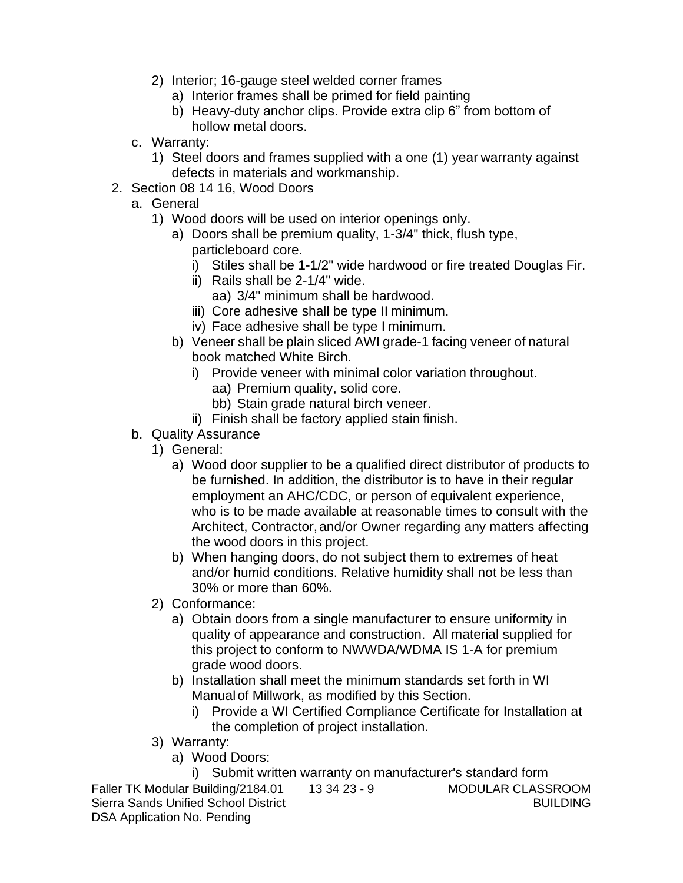2) Interior; 16-gauge steel welded corner frames
   a) Interior frames shall be primed for field painting
   b) Heavy-duty anchor clips. Provide extra clip 6” from bottom of hollow metal doors.

c. Warranty:
   1) Steel doors and frames supplied with a one (1) year warranty against defects in materials and workmanship.

2. Section 08 14 16, Wood Doors
   a. General
      1) Wood doors will be used on interior openings only.
         a) Doors shall be premium quality, 1-3/4" thick, flush type, particleboard core.
            i) Stiles shall be 1-1/2" wide hardwood or fire treated Douglas Fir.
            ii) Rails shall be 2-1/4" wide.
               aa) 3/4" minimum shall be hardwood.
            iii) Core adhesive shall be type II minimum.
            iv) Face adhesive shall be type I minimum.
         b) Veneer shall be plain sliced AWI grade-1 facing veneer of natural book matched White Birch.
            i) Provide veneer with minimal color variation throughout.
               aa) Premium quality, solid core.
               bb) Stain grade natural birch veneer.
            ii) Finish shall be factory applied stain finish.
   b. Quality Assurance
      1) General:
         a) Wood door supplier to be a qualified direct distributor of products to be furnished. In addition, the distributor is to have in their regular employment an AHC/CDC, or person of equivalent experience, who is to be made available at reasonable times to consult with the Architect, Contractor, and/or Owner regarding any matters affecting the wood doors in this project.
         b) When hanging doors, do not subject them to extremes of heat and/or humid conditions. Relative humidity shall not be less than 30% or more than 60%.
      2) Conformance:
         a) Obtain doors from a single manufacturer to ensure uniformity in quality of appearance and construction. All material supplied for this project to conform to NWWDA/WDMA IS 1-A for premium grade wood doors.
         b) Installation shall meet the minimum standards set forth in WI Manual of Millwork, as modified by this Section.
            i) Provide a WI Certified Compliance Certificate for Installation at the completion of project installation.
      3) Warranty:
         a) Wood Doors:
            i) Submit written warranty on manufacturer's standard form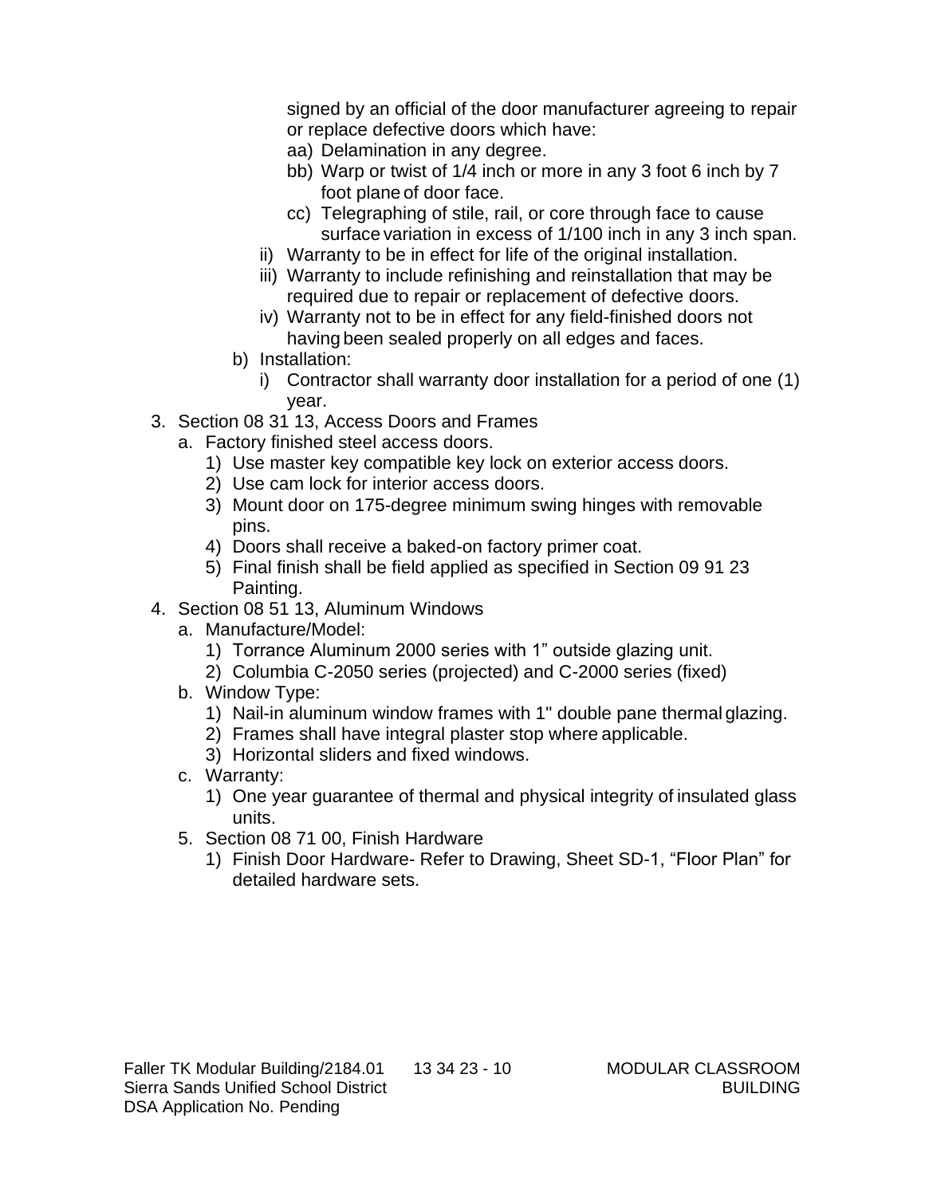signed by an official of the door manufacturer agreeing to repair or replace defective doors which have:
   - aa) Delamination in any degree.
   - bb) Warp or twist of 1/4 inch or more in any 3 foot 6 inch by 7 foot plane of door face.
   - cc) Telegraphing of stile, rail, or core through face to cause surface variation in excess of 1/100 inch in any 3 inch span.
   - ii) Warranty to be in effect for life of the original installation.
   - iii) Warranty to include refinishing and reinstallation that may be required due to repair or replacement of defective doors.
   - iv) Warranty not to be in effect for any field-finished doors not having been sealed properly on all edges and faces.
   - b) Installation:
     - i) Contractor shall warranty door installation for a period of one (1) year.

3. Section 08 31 13, Access Doors and Frames
   - a. Factory finished steel access doors.
     - 1) Use master key compatible key lock on exterior access doors.
     - 2) Use cam lock for interior access doors.
     - 3) Mount door on 175-degree minimum swing hinges with removable pins.
     - 4) Doors shall receive a baked-on factory primer coat.
     - 5) Final finish shall be field applied as specified in Section 09 91 23 Painting.
4. Section 08 51 13, Aluminum Windows
   - a. Manufacture/Model:
     - 1) Torrance Aluminum 2000 series with 1" outside glazing unit.
     - 2) Columbia C-2050 series (projected) and C-2000 series (fixed)
   - b. Window Type:
     - 1) Nail-in aluminum window frames with 1" double pane thermal glazing.
     - 2) Frames shall have integral plaster stop where applicable.
     - 3) Horizontal sliders and fixed windows.
   - c. Warranty:
     - 1) One year guarantee of thermal and physical integrity of insulated glass units.
   - 5. Section 08 71 00, Finish Hardware
     - 1) Finish Door Hardware- Refer to Drawing, Sheet SD-1, "Floor Plan" for detailed hardware sets.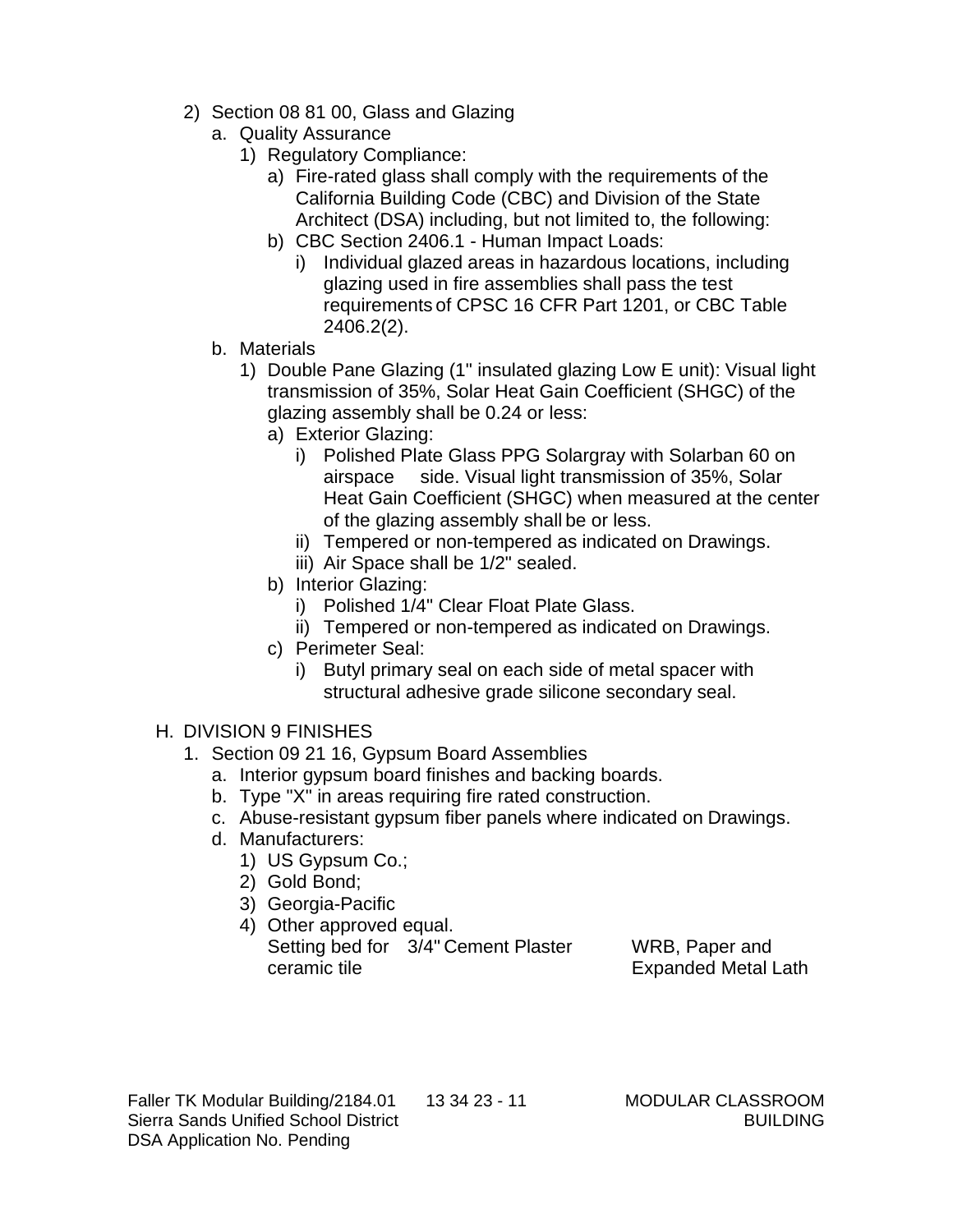2) Section 08 81 00, Glass and Glazing
   a. Quality Assurance
      1) Regulatory Compliance:
         a) Fire-rated glass shall comply with the requirements of the California Building Code (CBC) and Division of the State Architect (DSA) including, but not limited to, the following:
         b) CBC Section 2406.1 - Human Impact Loads:
            i) Individual glazed areas in hazardous locations, including glazing used in fire assemblies shall pass the test requirements of CPSC 16 CFR Part 1201, or CBC Table 2406.2(2).
   b. Materials
      1) Double Pane Glazing (1" insulated glazing Low E unit): Visual light transmission of 35%, Solar Heat Gain Coefficient (SHGC) of the glazing assembly shall be 0.24 or less:
         a) Exterior Glazing:
            i) Polished Plate Glass PPG Solargray with Solarban 60 on airspace side. Visual light transmission of 35%, Solar Heat Gain Coefficient (SHGC) when measured at the center of the glazing assembly shall be or less.
            ii) Tempered or non-tempered as indicated on Drawings.
            iii) Air Space shall be 1/2" sealed.
         b) Interior Glazing:
            i) Polished 1/4" Clear Float Plate Glass.
            ii) Tempered or non-tempered as indicated on Drawings.
         c) Perimeter Seal:
            i) Butyl primary seal on each side of metal spacer with structural adhesive grade silicone secondary seal.

H. DIVISION 9 FINISHES
   1. Section 09 21 16, Gypsum Board Assemblies
      a. Interior gypsum board finishes and backing boards.
      b. Type "X" in areas requiring fire rated construction.
      c. Abuse-resistant gypsum fiber panels where indicated on Drawings.
      d. Manufacturers:
         1) US Gypsum Co.;
         2) Gold Bond;
         3) Georgia-Pacific
         4) Other approved equal.

| Setting bed for ceramic tile | 3/4" Cement Plaster | WRB, Paper and Expanded Metal Lath |
|---|---|---|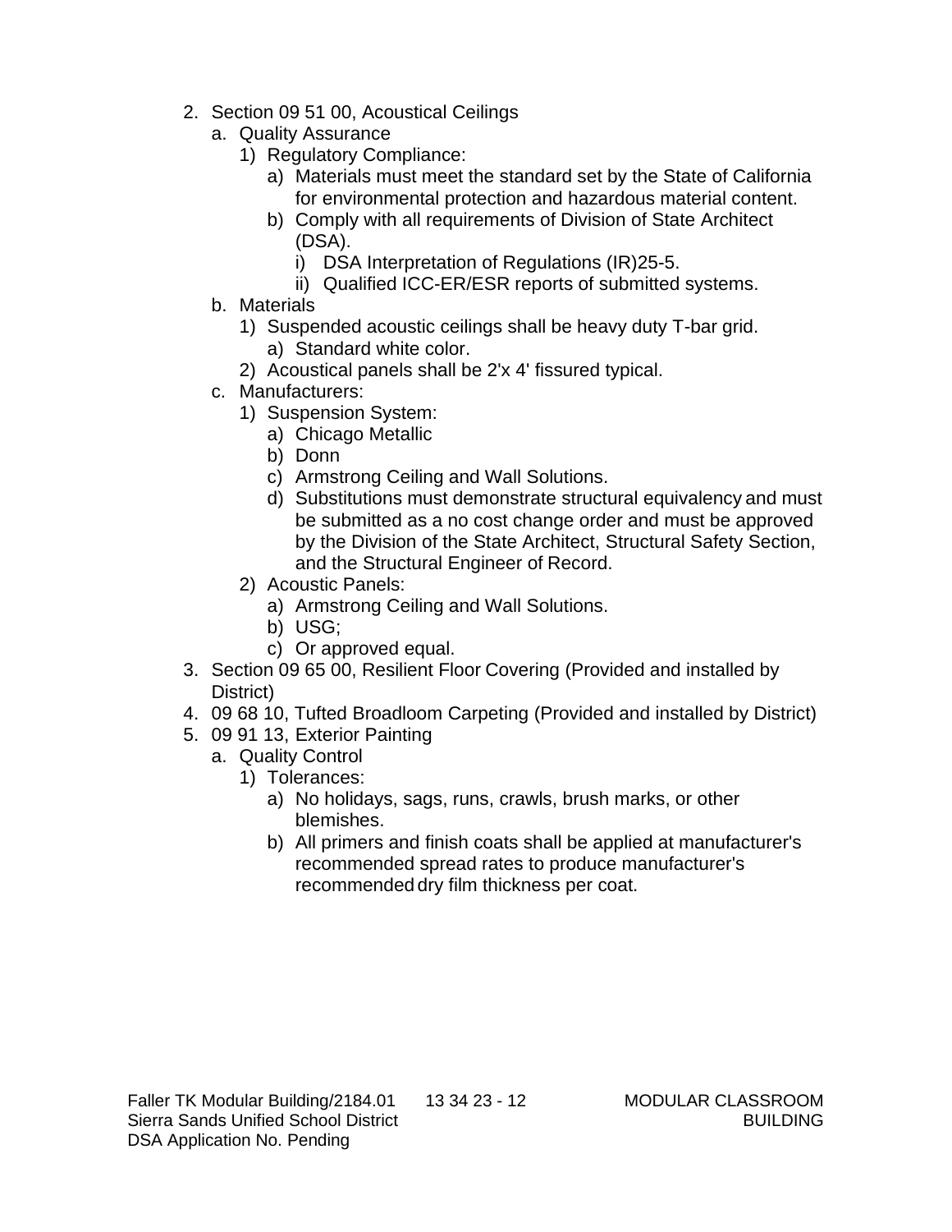2. Section 09 51 00, Acoustical Ceilings
   a. Quality Assurance
      1) Regulatory Compliance:
         a) Materials must meet the standard set by the State of California for environmental protection and hazardous material content.
         b) Comply with all requirements of Division of State Architect (DSA).
            i) DSA Interpretation of Regulations (IR)25-5.
            ii) Qualified ICC-ER/ESR reports of submitted systems.
   b. Materials
      1) Suspended acoustic ceilings shall be heavy duty T-bar grid.
         a) Standard white color.
      2) Acoustical panels shall be 2'x 4' fissured typical.
   c. Manufacturers:
      1) Suspension System:
         a) Chicago Metallic
         b) Donn
         c) Armstrong Ceiling and Wall Solutions.
         d) Substitutions must demonstrate structural equivalency and must be submitted as a no cost change order and must be approved by the Division of the State Architect, Structural Safety Section, and the Structural Engineer of Record.
      2) Acoustic Panels:
         a) Armstrong Ceiling and Wall Solutions.
         b) USG;
         c) Or approved equal.
3. Section 09 65 00, Resilient Floor Covering (Provided and installed by District)
4. 09 68 10, Tufted Broadloom Carpeting (Provided and installed by District)
5. 09 91 13, Exterior Painting
   a. Quality Control
      1) Tolerances:
         a) No holidays, sags, runs, crawls, brush marks, or other blemishes.
         b) All primers and finish coats shall be applied at manufacturer's recommended spread rates to produce manufacturer's recommended dry film thickness per coat.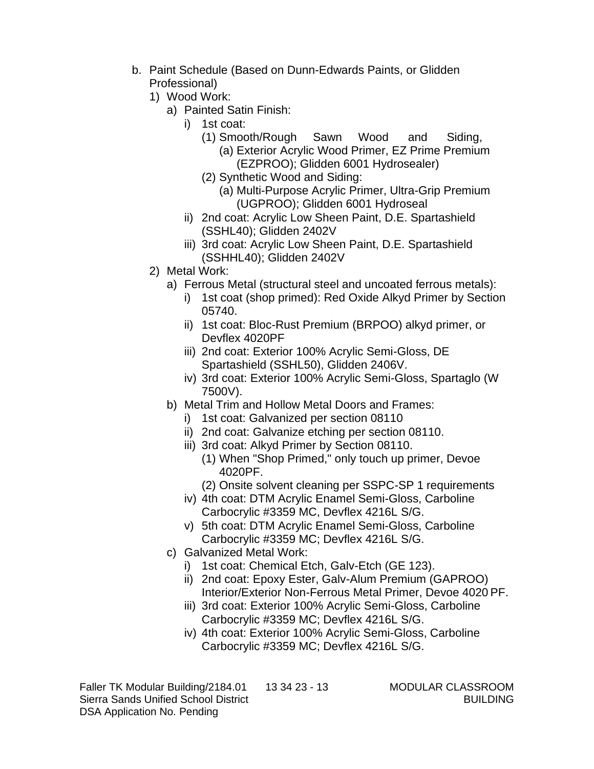b. Paint Schedule (Based on Dunn-Edwards Paints, or Glidden Professional)
   1) Wood Work:
      a) Painted Satin Finish:
         i) 1st coat:
            (1) Smooth/Rough Sawn Wood and Siding,
               (a) Exterior Acrylic Wood Primer, EZ Prime Premium (EZPROO); Glidden 6001 Hydrosealer)
            (2) Synthetic Wood and Siding:
               (a) Multi-Purpose Acrylic Primer, Ultra-Grip Premium (UGPROO); Glidden 6001 Hydroseal
         ii) 2nd coat: Acrylic Low Sheen Paint, D.E. Spartashield (SSHL40); Glidden 2402V
         iii) 3rd coat: Acrylic Low Sheen Paint, D.E. Spartashield (SSHHL40); Glidden 2402V
   2) Metal Work:
      a) Ferrous Metal (structural steel and uncoated ferrous metals):
         i) 1st coat (shop primed): Red Oxide Alkyd Primer by Section 05740.
         ii) 1st coat: Bloc-Rust Premium (BRPOO) alkyd primer, or Devflex 4020PF
         iii) 2nd coat: Exterior 100% Acrylic Semi-Gloss, DE Spartashield (SSHL50), Glidden 2406V.
         iv) 3rd coat: Exterior 100% Acrylic Semi-Gloss, Spartaglo (W 7500V).
      b) Metal Trim and Hollow Metal Doors and Frames:
         i) 1st coat: Galvanized per section 08110
         ii) 2nd coat: Galvanize etching per section 08110.
         iii) 3rd coat: Alkyd Primer by Section 08110.
            (1) When "Shop Primed," only touch up primer, Devoe 4020PF.
            (2) Onsite solvent cleaning per SSPC-SP 1 requirements
         iv) 4th coat: DTM Acrylic Enamel Semi-Gloss, Carboline Carbocrylic #3359 MC, Devflex 4216L S/G.
         v) 5th coat: DTM Acrylic Enamel Semi-Gloss, Carboline Carbocrylic #3359 MC; Devflex 4216L S/G.
      c) Galvanized Metal Work:
         i) 1st coat: Chemical Etch, Galv-Etch (GE 123).
         ii) 2nd coat: Epoxy Ester, Galv-Alum Premium (GAPROO) Interior/Exterior Non-Ferrous Metal Primer, Devoe 4020 PF.
         iii) 3rd coat: Exterior 100% Acrylic Semi-Gloss, Carboline Carbocrylic #3359 MC; Devflex 4216L S/G.
         iv) 4th coat: Exterior 100% Acrylic Semi-Gloss, Carboline Carbocrylic #3359 MC; Devflex 4216L S/G.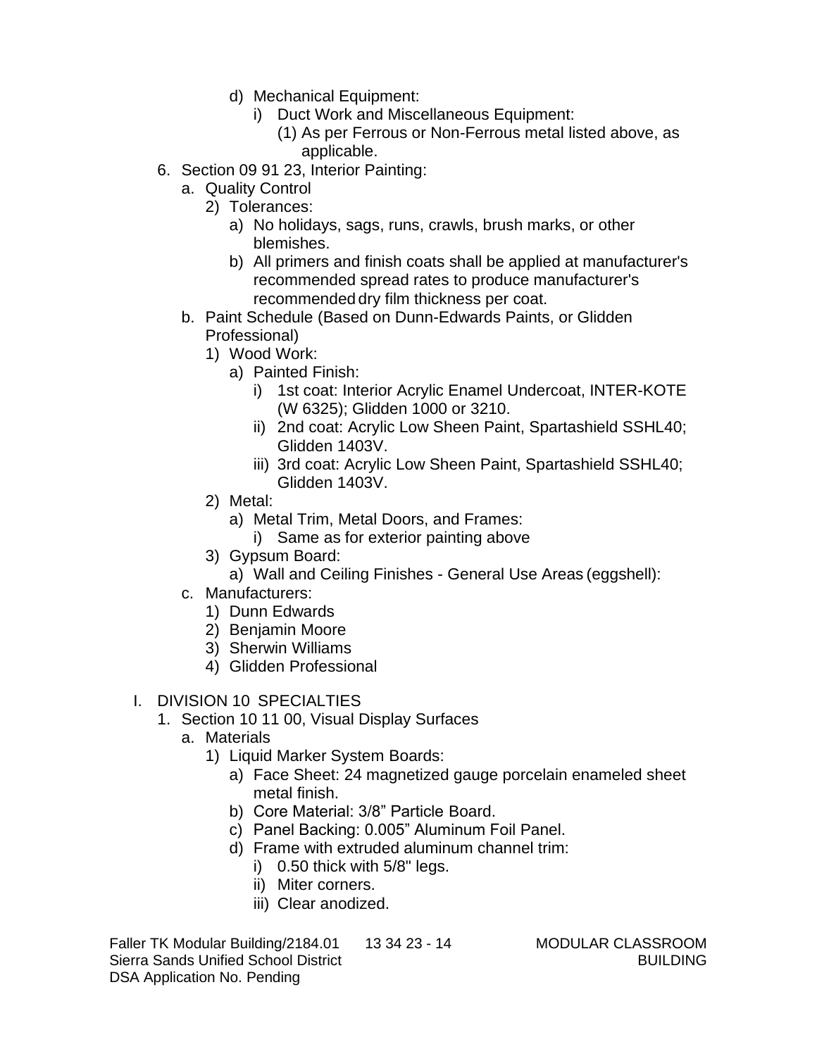- d) Mechanical Equipment:
  - i) Duct Work and Miscellaneous Equipment:
    - (1) As per Ferrous or Non-Ferrous metal listed above, as applicable.

6. Section 09 91 23, Interior Painting:
   - a. Quality Control
     - 2) Tolerances:
       - a) No holidays, sags, runs, crawls, brush marks, or other blemishes.
       - b) All primers and finish coats shall be applied at manufacturer's recommended spread rates to produce manufacturer's recommended dry film thickness per coat.
   - b. Paint Schedule (Based on Dunn-Edwards Paints, or Glidden Professional)
     - 1) Wood Work:
       - a) Painted Finish:
         - i) 1st coat: Interior Acrylic Enamel Undercoat, INTER-KOTE (W 6325); Glidden 1000 or 3210.
         - ii) 2nd coat: Acrylic Low Sheen Paint, Spartashield SSHL40; Glidden 1403V.
         - iii) 3rd coat: Acrylic Low Sheen Paint, Spartashield SSHL40; Glidden 1403V.
     - 2) Metal:
       - a) Metal Trim, Metal Doors, and Frames:
         - i) Same as for exterior painting above
     - 3) Gypsum Board:
       - a) Wall and Ceiling Finishes - General Use Areas (eggshell):
   - c. Manufacturers:
     - 1) Dunn Edwards
     - 2) Benjamin Moore
     - 3) Sherwin Williams
     - 4) Glidden Professional

I. DIVISION 10 SPECIALTIES

1. Section 10 11 00, Visual Display Surfaces
   - a. Materials
     - 1) Liquid Marker System Boards:
       - a) Face Sheet: 24 magnetized gauge porcelain enameled sheet metal finish.
       - b) Core Material: 3/8" Particle Board.
       - c) Panel Backing: 0.005" Aluminum Foil Panel.
       - d) Frame with extruded aluminum channel trim:
         - i) 0.50 thick with 5/8" legs.
         - ii) Miter corners.
         - iii) Clear anodized.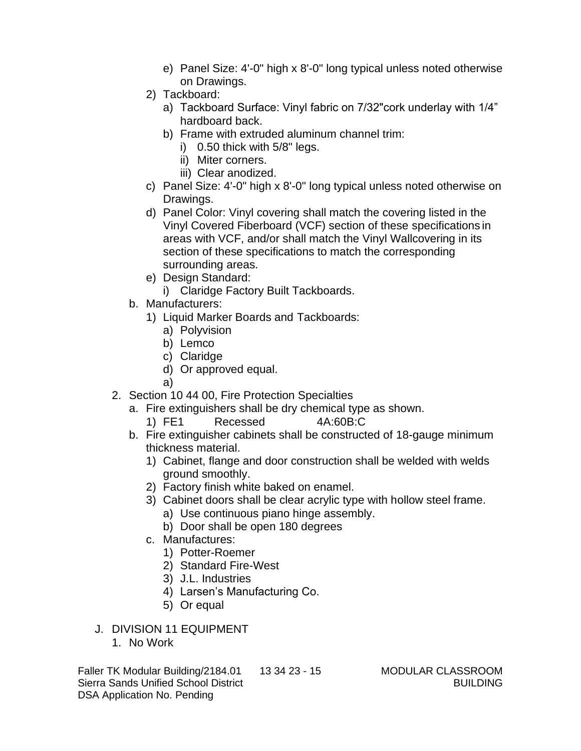- e) Panel Size: 4'-0" high x 8'-0" long typical unless noted otherwise on Drawings.
    - 2) Tackboard:
      - a) Tackboard Surface: Vinyl fabric on 7/32"cork underlay with 1/4" hardboard back.
      - b) Frame with extruded aluminum channel trim:
        - i) 0.50 thick with 5/8" legs.
        - ii) Miter corners.
        - iii) Clear anodized.
    - c) Panel Size: 4'-0" high x 8'-0" long typical unless noted otherwise on Drawings.
    - d) Panel Color: Vinyl covering shall match the covering listed in the Vinyl Covered Fiberboard (VCF) section of these specifications in areas with VCF, and/or shall match the Vinyl Wallcovering in its section of these specifications to match the corresponding surrounding areas.
    - e) Design Standard:
      - i) Claridge Factory Built Tackboards.
  - b. Manufacturers:
    - 1) Liquid Marker Boards and Tackboards:
      - a) Polyvision
      - b) Lemco
      - c) Claridge
      - d) Or approved equal.
      - a)
2. Section 10 44 00, Fire Protection Specialties
   - a. Fire extinguishers shall be dry chemical type as shown.
     - 1) FE1 Recessed 4A:60B:C
   - b. Fire extinguisher cabinets shall be constructed of 18-gauge minimum thickness material.
     - 1) Cabinet, flange and door construction shall be welded with welds ground smoothly.
     - 2) Factory finish white baked on enamel.
     - 3) Cabinet doors shall be clear acrylic type with hollow steel frame.
       - a) Use continuous piano hinge assembly.
       - b) Door shall be open 180 degrees
   - c. Manufactures:
     - 1) Potter-Roemer
     - 2) Standard Fire-West
     - 3) J.L. Industries
     - 4) Larsen's Manufacturing Co.
     - 5) Or equal

J. DIVISION 11 EQUIPMENT
   1. No Work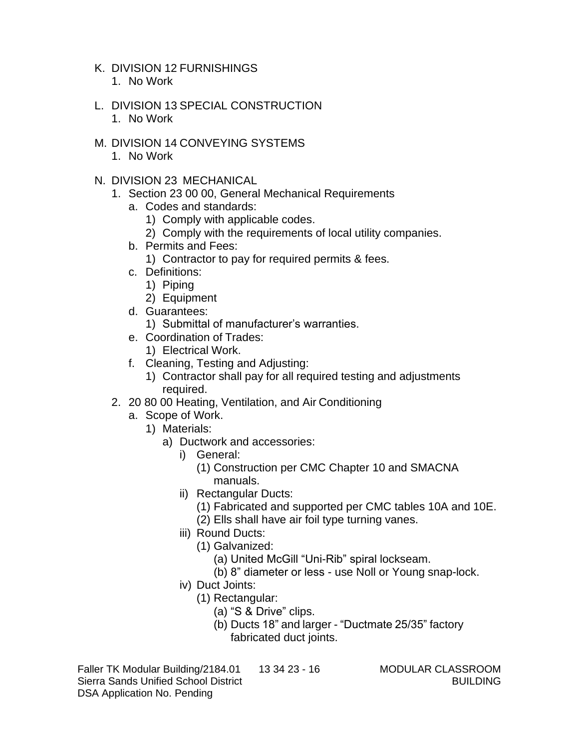K. DIVISION 12 FURNISHINGS
   1. No Work

L. DIVISION 13 SPECIAL CONSTRUCTION
   1. No Work

M. DIVISION 14 CONVEYING SYSTEMS
   1. No Work

N. DIVISION 23 MECHANICAL
   1. Section 23 00 00, General Mechanical Requirements
      a. Codes and standards:
         1) Comply with applicable codes.
         2) Comply with the requirements of local utility companies.
      b. Permits and Fees:
         1) Contractor to pay for required permits & fees.
      c. Definitions:
         1) Piping
         2) Equipment
      d. Guarantees:
         1) Submittal of manufacturer's warranties.
      e. Coordination of Trades:
         1) Electrical Work.
      f. Cleaning, Testing and Adjusting:
         1) Contractor shall pay for all required testing and adjustments required.
   2. 20 80 00 Heating, Ventilation, and Air Conditioning
      a. Scope of Work.
         1) Materials:
            a) Ductwork and accessories:
               i) General:
                  (1) Construction per CMC Chapter 10 and SMACNA manuals.
               ii) Rectangular Ducts:
                  (1) Fabricated and supported per CMC tables 10A and 10E.
                  (2) Ells shall have air foil type turning vanes.
               iii) Round Ducts:
                  (1) Galvanized:
                     (a) United McGill "Uni-Rib" spiral lockseam.
                     (b) 8" diameter or less - use Noll or Young snap-lock.
               iv) Duct Joints:
                  (1) Rectangular:
                     (a) "S & Drive" clips.
                     (b) Ducts 18" and larger - "Ductmate 25/35" factory fabricated duct joints.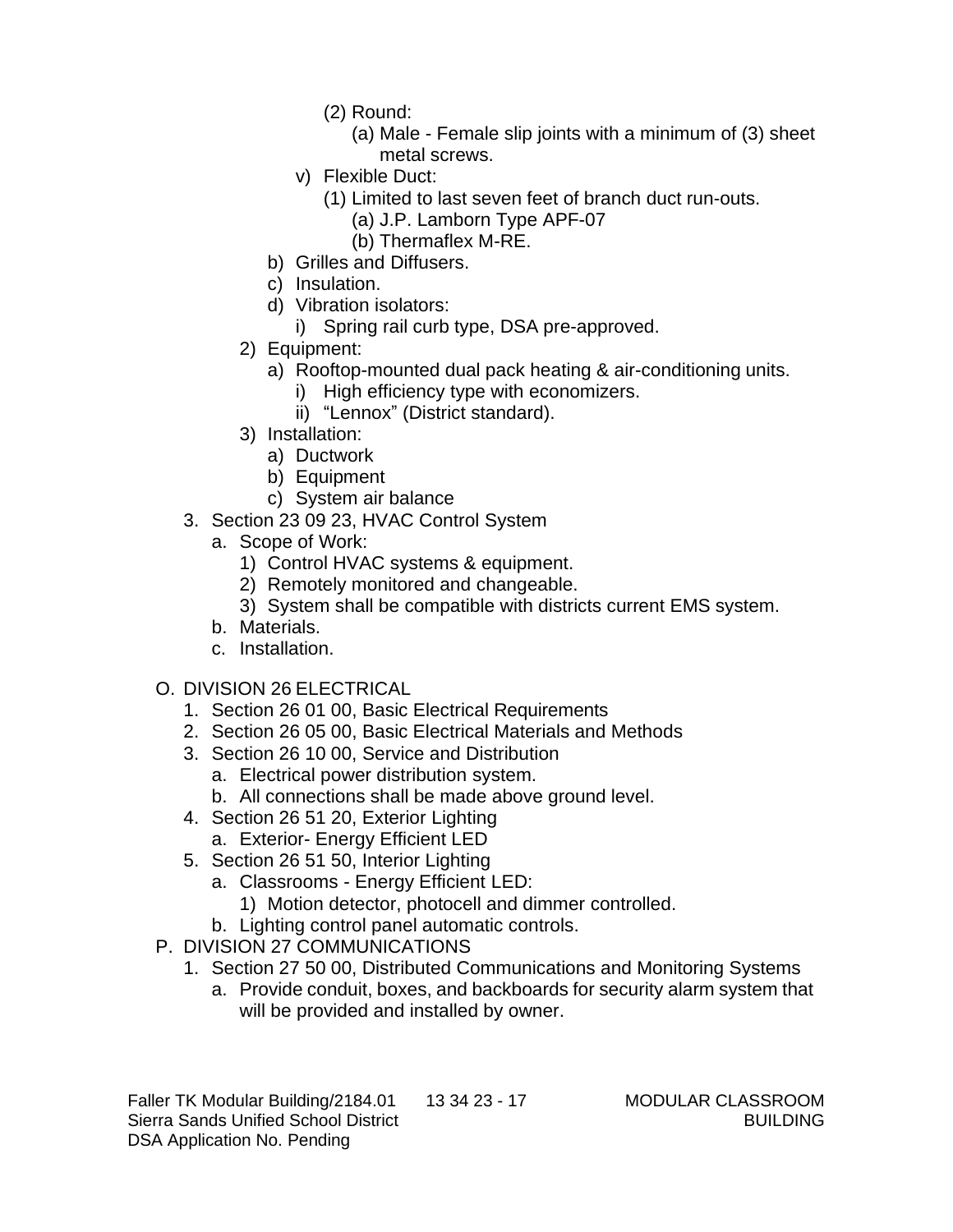(2) Round:
  (a) Male - Female slip joints with a minimum of (3) sheet metal screws.

v) Flexible Duct:
  (1) Limited to last seven feet of branch duct run-outs.
    (a) J.P. Lamborn Type APF-07
    (b) Thermaflex M-RE.

b) Grilles and Diffusers.

c) Insulation.

d) Vibration isolators:
  i) Spring rail curb type, DSA pre-approved.

2) Equipment:
  a) Rooftop-mounted dual pack heating & air-conditioning units.
    i) High efficiency type with economizers.
    ii) "Lennox" (District standard).

3) Installation:
  a) Ductwork
  b) Equipment
  c) System air balance

3. Section 23 09 23, HVAC Control System
   a. Scope of Work:
      1) Control HVAC systems & equipment.
      2) Remotely monitored and changeable.
      3) System shall be compatible with districts current EMS system.
   b. Materials.
   c. Installation.

O. DIVISION 26 ELECTRICAL
   1. Section 26 01 00, Basic Electrical Requirements
   2. Section 26 05 00, Basic Electrical Materials and Methods
   3. Section 26 10 00, Service and Distribution
      a. Electrical power distribution system.
      b. All connections shall be made above ground level.
   4. Section 26 51 20, Exterior Lighting
      a. Exterior- Energy Efficient LED
   5. Section 26 51 50, Interior Lighting
      a. Classrooms - Energy Efficient LED:
         1) Motion detector, photocell and dimmer controlled.
      b. Lighting control panel automatic controls.

P. DIVISION 27 COMMUNICATIONS
   1. Section 27 50 00, Distributed Communications and Monitoring Systems
      a. Provide conduit, boxes, and backboards for security alarm system that will be provided and installed by owner.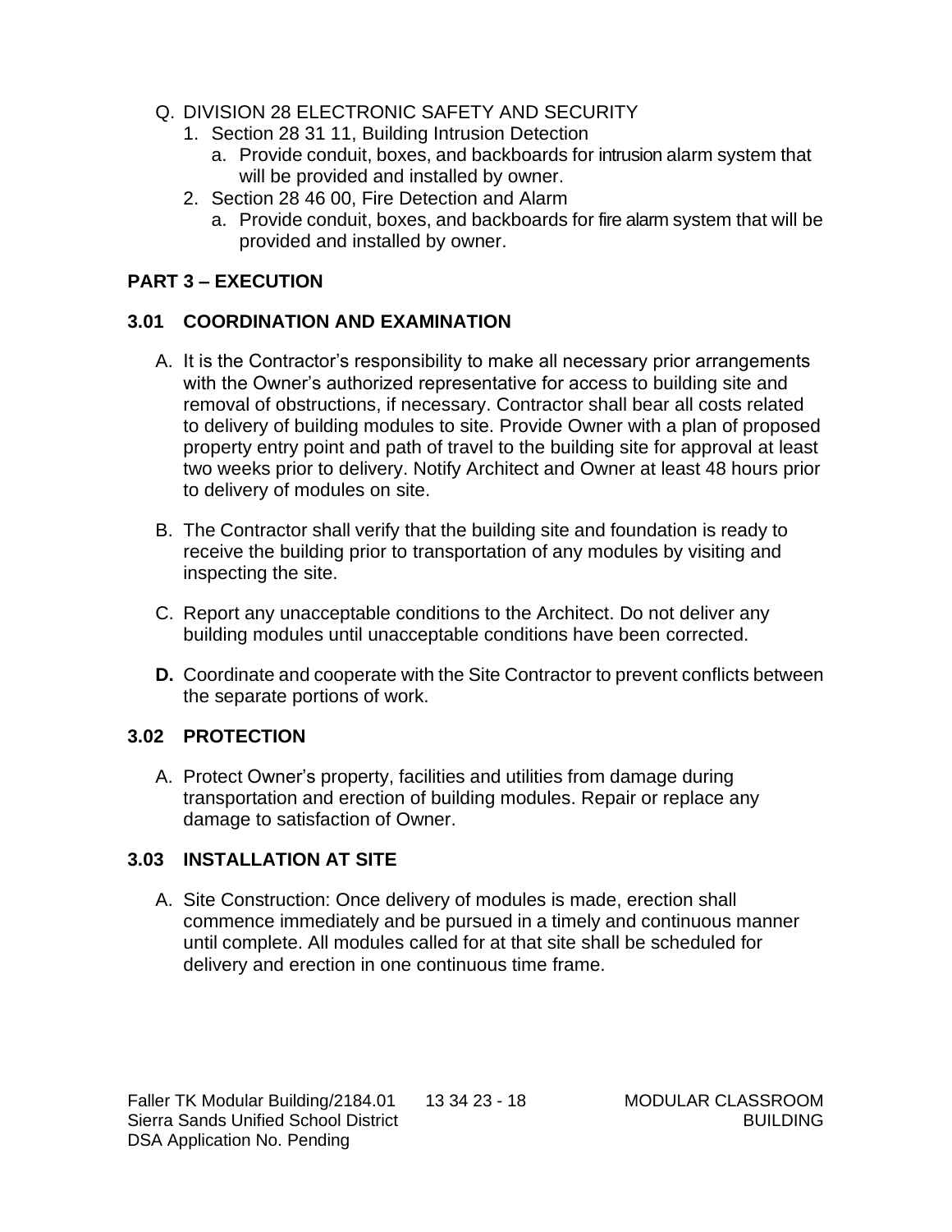Q. DIVISION 28 ELECTRONIC SAFETY AND SECURITY
   1. Section 28 31 11, Building Intrusion Detection
      a. Provide conduit, boxes, and backboards for intrusion alarm system that will be provided and installed by owner.
   2. Section 28 46 00, Fire Detection and Alarm
      a. Provide conduit, boxes, and backboards for fire alarm system that will be provided and installed by owner.

## PART 3 – EXECUTION

### 3.01 COORDINATION AND EXAMINATION

A. It is the Contractor's responsibility to make all necessary prior arrangements with the Owner's authorized representative for access to building site and removal of obstructions, if necessary. Contractor shall bear all costs related to delivery of building modules to site. Provide Owner with a plan of proposed property entry point and path of travel to the building site for approval at least two weeks prior to delivery. Notify Architect and Owner at least 48 hours prior to delivery of modules on site.

B. The Contractor shall verify that the building site and foundation is ready to receive the building prior to transportation of any modules by visiting and inspecting the site.

C. Report any unacceptable conditions to the Architect. Do not deliver any building modules until unacceptable conditions have been corrected.

**D.** Coordinate and cooperate with the Site Contractor to prevent conflicts between the separate portions of work.

### 3.02 PROTECTION

A. Protect Owner's property, facilities and utilities from damage during transportation and erection of building modules. Repair or replace any damage to satisfaction of Owner.

### 3.03 INSTALLATION AT SITE

A. Site Construction: Once delivery of modules is made, erection shall commence immediately and be pursued in a timely and continuous manner until complete. All modules called for at that site shall be scheduled for delivery and erection in one continuous time frame.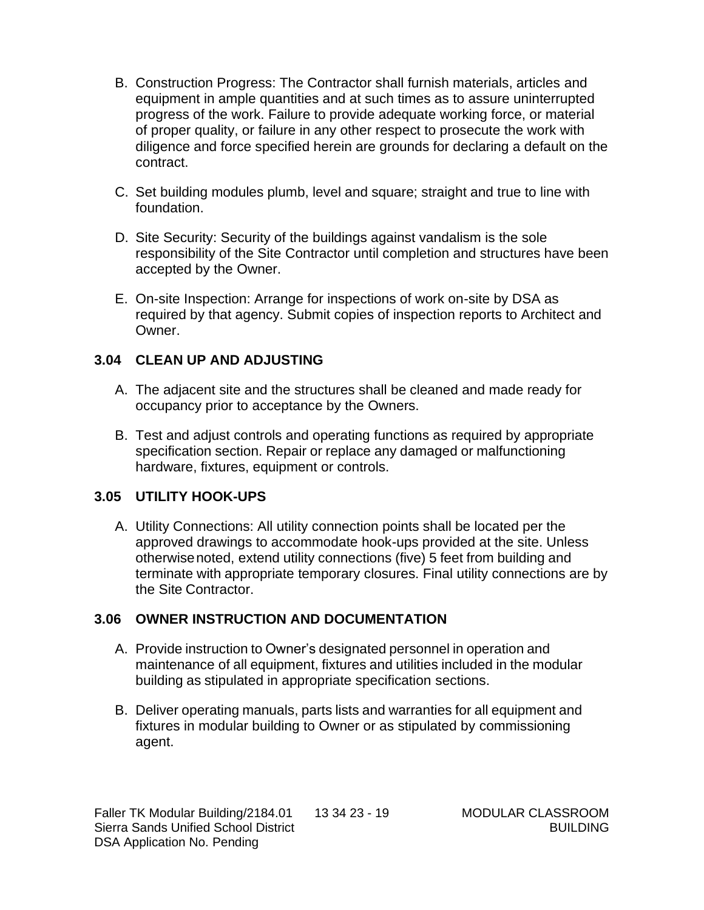B. Construction Progress: The Contractor shall furnish materials, articles and equipment in ample quantities and at such times as to assure uninterrupted progress of the work. Failure to provide adequate working force, or material of proper quality, or failure in any other respect to prosecute the work with diligence and force specified herein are grounds for declaring a default on the contract.

C. Set building modules plumb, level and square; straight and true to line with foundation.

D. Site Security: Security of the buildings against vandalism is the sole responsibility of the Site Contractor until completion and structures have been accepted by the Owner.

E. On-site Inspection: Arrange for inspections of work on-site by DSA as required by that agency. Submit copies of inspection reports to Architect and Owner.

### 3.04 CLEAN UP AND ADJUSTING

A. The adjacent site and the structures shall be cleaned and made ready for occupancy prior to acceptance by the Owners.

B. Test and adjust controls and operating functions as required by appropriate specification section. Repair or replace any damaged or malfunctioning hardware, fixtures, equipment or controls.

### 3.05 UTILITY HOOK-UPS

A. Utility Connections: All utility connection points shall be located per the approved drawings to accommodate hook-ups provided at the site. Unless otherwise noted, extend utility connections (five) 5 feet from building and terminate with appropriate temporary closures. Final utility connections are by the Site Contractor.

### 3.06 OWNER INSTRUCTION AND DOCUMENTATION

A. Provide instruction to Owner's designated personnel in operation and maintenance of all equipment, fixtures and utilities included in the modular building as stipulated in appropriate specification sections.

B. Deliver operating manuals, parts lists and warranties for all equipment and fixtures in modular building to Owner or as stipulated by commissioning agent.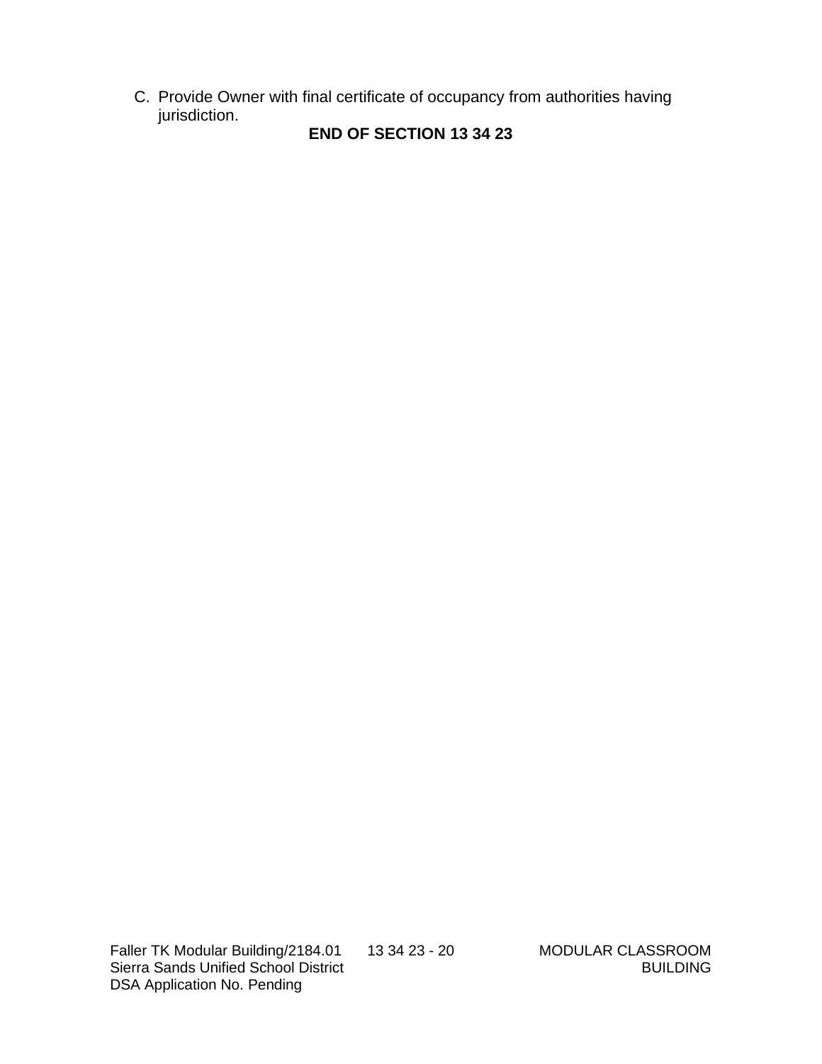C. Provide Owner with final certificate of occupancy from authorities having jurisdiction.

**END OF SECTION 13 34 23**